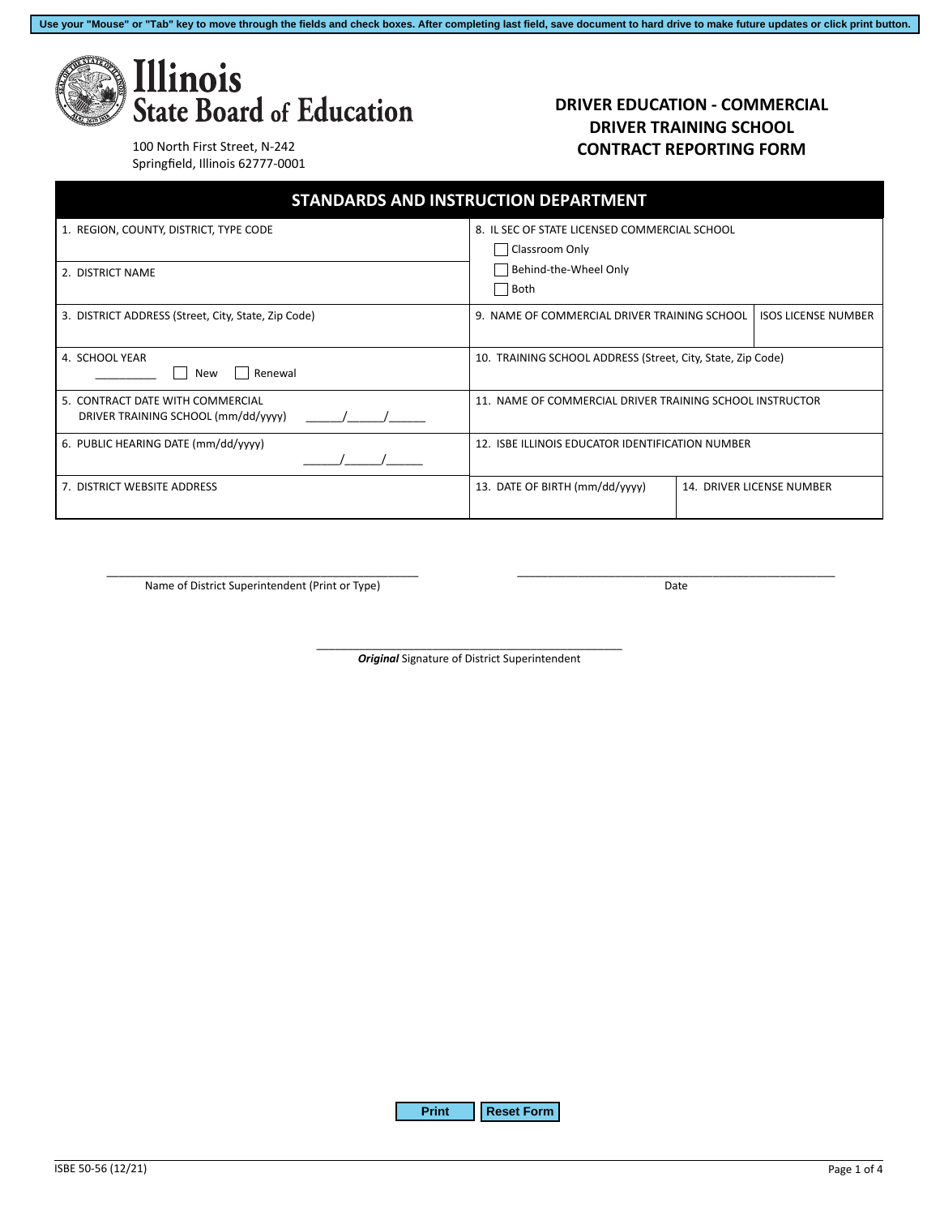Use your "Mouse" or "Tab" key to move through the fields and check boxes. After completing last field, save document to hard drive to make future updates or click print button.

# Illinois State Board of Education

100 North First Street, N-242
Springfield, Illinois 62777-0001

## DRIVER EDUCATION - COMMERCIAL DRIVER TRAINING SCHOOL CONTRACT REPORTING FORM

### STANDARDS AND INSTRUCTION DEPARTMENT

| | | |
|---|---|---|
| 1. REGION, COUNTY, DISTRICT, TYPE CODE | 8. IL SEC OF STATE LICENSED COMMERCIAL SCHOOL<br>☐ Classroom Only<br>☐ Behind-the-Wheel Only<br>☐ Both | |
| 2. DISTRICT NAME | | |
| 3. DISTRICT ADDRESS (Street, City, State, Zip Code) | 9. NAME OF COMMERCIAL DRIVER TRAINING SCHOOL | ISOS LICENSE NUMBER |
| 4. SCHOOL YEAR __________ ☐ New ☐ Renewal | 10. TRAINING SCHOOL ADDRESS (Street, City, State, Zip Code) | |
| 5. CONTRACT DATE WITH COMMERCIAL DRIVER TRAINING SCHOOL (mm/dd/yyyy) ______/______/______ | 11. NAME OF COMMERCIAL DRIVER TRAINING SCHOOL INSTRUCTOR | |
| 6. PUBLIC HEARING DATE (mm/dd/yyyy) ______/______/______ | 12. ISBE ILLINOIS EDUCATOR IDENTIFICATION NUMBER | |
| 7. DISTRICT WEBSITE ADDRESS | 13. DATE OF BIRTH (mm/dd/yyyy) | 14. DRIVER LICENSE NUMBER |

______________________________________ Name of District Superintendent (Print or Type)

______________________________________ Date

______________________________________ ***Original*** Signature of District Superintendent

Print | Reset Form

ISBE 50-56 (12/21)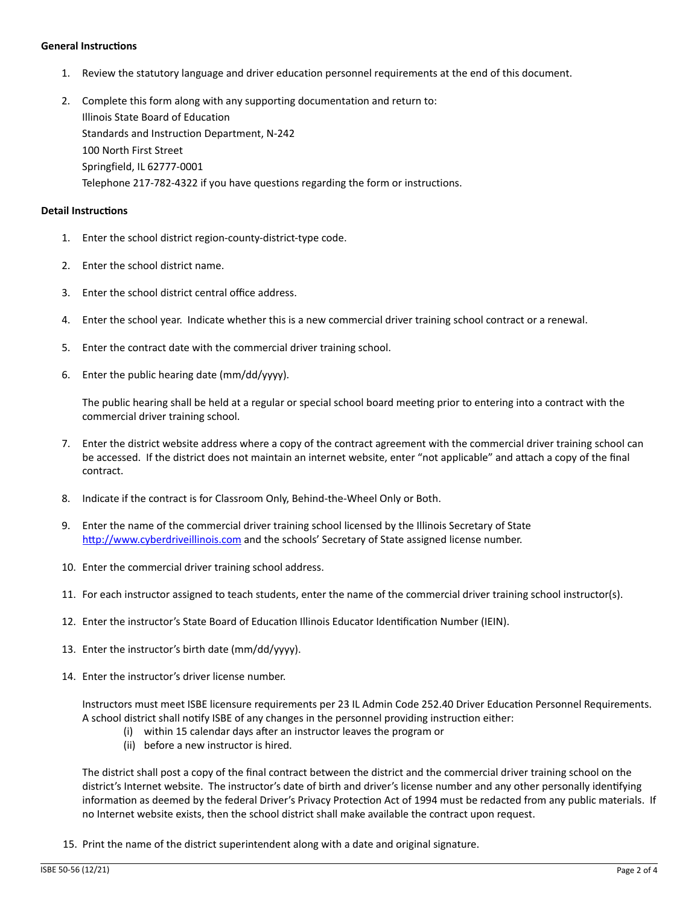## General Instructions

1. Review the statutory language and driver education personnel requirements at the end of this document.

2. Complete this form along with any supporting documentation and return to:
   Illinois State Board of Education
   Standards and Instruction Department, N-242
   100 North First Street
   Springfield, IL 62777-0001
   Telephone 217-782-4322 if you have questions regarding the form or instructions.

## Detail Instructions

1. Enter the school district region-county-district-type code.

2. Enter the school district name.

3. Enter the school district central office address.

4. Enter the school year. Indicate whether this is a new commercial driver training school contract or a renewal.

5. Enter the contract date with the commercial driver training school.

6. Enter the public hearing date (mm/dd/yyyy).

   The public hearing shall be held at a regular or special school board meeting prior to entering into a contract with the commercial driver training school.

7. Enter the district website address where a copy of the contract agreement with the commercial driver training school can be accessed. If the district does not maintain an internet website, enter "not applicable" and attach a copy of the final contract.

8. Indicate if the contract is for Classroom Only, Behind-the-Wheel Only or Both.

9. Enter the name of the commercial driver training school licensed by the Illinois Secretary of State http://www.cyberdriveillinois.com and the schools' Secretary of State assigned license number.

10. Enter the commercial driver training school address.

11. For each instructor assigned to teach students, enter the name of the commercial driver training school instructor(s).

12. Enter the instructor's State Board of Education Illinois Educator Identification Number (IEIN).

13. Enter the instructor's birth date (mm/dd/yyyy).

14. Enter the instructor's driver license number.

    Instructors must meet ISBE licensure requirements per 23 IL Admin Code 252.40 Driver Education Personnel Requirements. A school district shall notify ISBE of any changes in the personnel providing instruction either:
    (i) within 15 calendar days after an instructor leaves the program or
    (ii) before a new instructor is hired.

    The district shall post a copy of the final contract between the district and the commercial driver training school on the district's Internet website. The instructor's date of birth and driver's license number and any other personally identifying information as deemed by the federal Driver's Privacy Protection Act of 1994 must be redacted from any public materials. If no Internet website exists, then the school district shall make available the contract upon request.

15. Print the name of the district superintendent along with a date and original signature.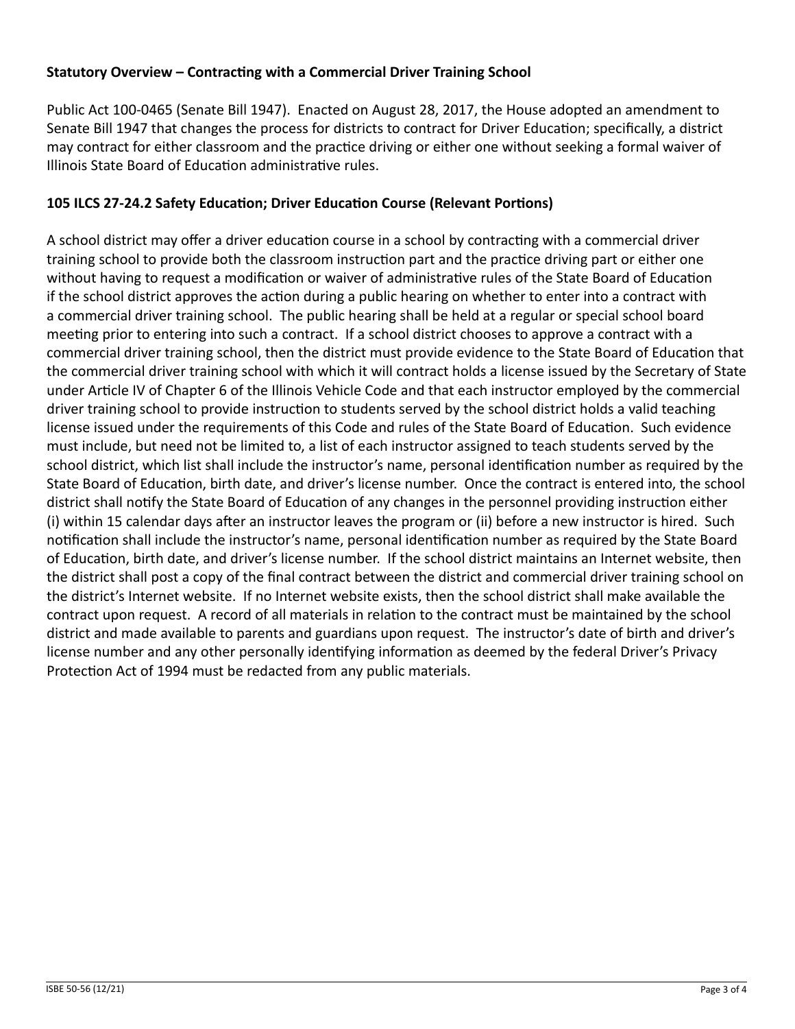**Statutory Overview – Contracting with a Commercial Driver Training School**

Public Act 100-0465 (Senate Bill 1947). Enacted on August 28, 2017, the House adopted an amendment to Senate Bill 1947 that changes the process for districts to contract for Driver Education; specifically, a district may contract for either classroom and the practice driving or either one without seeking a formal waiver of Illinois State Board of Education administrative rules.

**105 ILCS 27-24.2 Safety Education; Driver Education Course (Relevant Portions)**

A school district may offer a driver education course in a school by contracting with a commercial driver training school to provide both the classroom instruction part and the practice driving part or either one without having to request a modification or waiver of administrative rules of the State Board of Education if the school district approves the action during a public hearing on whether to enter into a contract with a commercial driver training school. The public hearing shall be held at a regular or special school board meeting prior to entering into such a contract. If a school district chooses to approve a contract with a commercial driver training school, then the district must provide evidence to the State Board of Education that the commercial driver training school with which it will contract holds a license issued by the Secretary of State under Article IV of Chapter 6 of the Illinois Vehicle Code and that each instructor employed by the commercial driver training school to provide instruction to students served by the school district holds a valid teaching license issued under the requirements of this Code and rules of the State Board of Education. Such evidence must include, but need not be limited to, a list of each instructor assigned to teach students served by the school district, which list shall include the instructor's name, personal identification number as required by the State Board of Education, birth date, and driver's license number. Once the contract is entered into, the school district shall notify the State Board of Education of any changes in the personnel providing instruction either (i) within 15 calendar days after an instructor leaves the program or (ii) before a new instructor is hired. Such notification shall include the instructor's name, personal identification number as required by the State Board of Education, birth date, and driver's license number. If the school district maintains an Internet website, then the district shall post a copy of the final contract between the district and commercial driver training school on the district's Internet website. If no Internet website exists, then the school district shall make available the contract upon request. A record of all materials in relation to the contract must be maintained by the school district and made available to parents and guardians upon request. The instructor's date of birth and driver's license number and any other personally identifying information as deemed by the federal Driver's Privacy Protection Act of 1994 must be redacted from any public materials.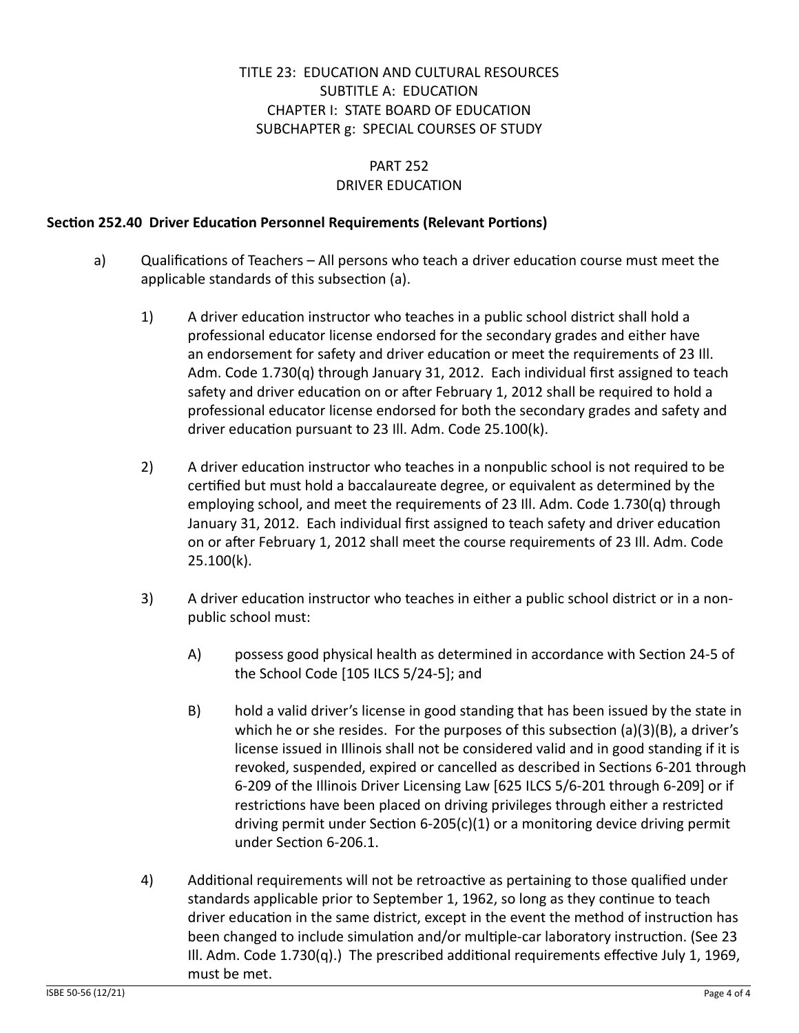TITLE 23: EDUCATION AND CULTURAL RESOURCES
SUBTITLE A: EDUCATION
CHAPTER I: STATE BOARD OF EDUCATION
SUBCHAPTER g: SPECIAL COURSES OF STUDY

PART 252
DRIVER EDUCATION

**Section 252.40 Driver Education Personnel Requirements (Relevant Portions)**

a) Qualifications of Teachers – All persons who teach a driver education course must meet the applicable standards of this subsection (a).

1) A driver education instructor who teaches in a public school district shall hold a professional educator license endorsed for the secondary grades and either have an endorsement for safety and driver education or meet the requirements of 23 Ill. Adm. Code 1.730(q) through January 31, 2012. Each individual first assigned to teach safety and driver education on or after February 1, 2012 shall be required to hold a professional educator license endorsed for both the secondary grades and safety and driver education pursuant to 23 Ill. Adm. Code 25.100(k).

2) A driver education instructor who teaches in a nonpublic school is not required to be certified but must hold a baccalaureate degree, or equivalent as determined by the employing school, and meet the requirements of 23 Ill. Adm. Code 1.730(q) through January 31, 2012. Each individual first assigned to teach safety and driver education on or after February 1, 2012 shall meet the course requirements of 23 Ill. Adm. Code 25.100(k).

3) A driver education instructor who teaches in either a public school district or in a non-public school must:

A) possess good physical health as determined in accordance with Section 24-5 of the School Code [105 ILCS 5/24-5]; and

B) hold a valid driver's license in good standing that has been issued by the state in which he or she resides. For the purposes of this subsection (a)(3)(B), a driver's license issued in Illinois shall not be considered valid and in good standing if it is revoked, suspended, expired or cancelled as described in Sections 6-201 through 6-209 of the Illinois Driver Licensing Law [625 ILCS 5/6-201 through 6-209] or if restrictions have been placed on driving privileges through either a restricted driving permit under Section 6-205(c)(1) or a monitoring device driving permit under Section 6-206.1.

4) Additional requirements will not be retroactive as pertaining to those qualified under standards applicable prior to September 1, 1962, so long as they continue to teach driver education in the same district, except in the event the method of instruction has been changed to include simulation and/or multiple-car laboratory instruction. (See 23 Ill. Adm. Code 1.730(q).) The prescribed additional requirements effective July 1, 1969, must be met.

ISBE 50-56 (12/21)